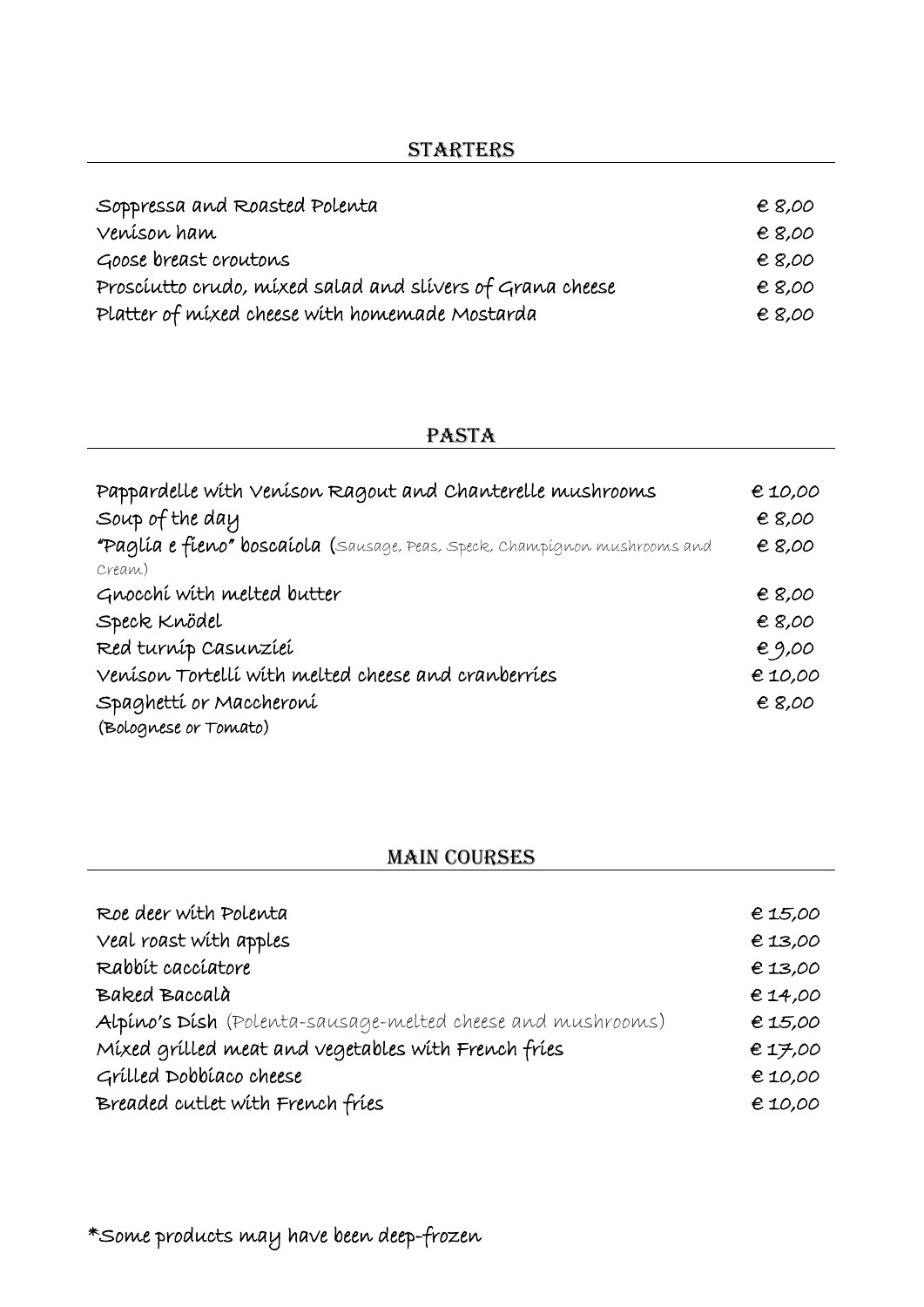## STARTERS

| | |
|---|---|
| Soppressa and Roasted Polenta | € 8,00 |
| Venison ham | € 8,00 |
| Goose breast croutons | € 8,00 |
| Prosciutto crudo, mixed salad and slivers of Grana cheese | € 8,00 |
| Platter of mixed cheese with homemade Mostarda | € 8,00 |

## PASTA

| | |
|---|---|
| Pappardelle with Venison Ragout and Chanterelle mushrooms | € 10,00 |
| Soup of the day | € 8,00 |
| **"Paglia e fieno" boscaiola** (Sausage, Peas, Speck, Champignon mushrooms and Cream) | € 8,00 |
| Gnocchi with melted butter | € 8,00 |
| Speck Knödel | € 8,00 |
| Red turnip Casunziei | € 9,00 |
| Venison Tortelli with melted cheese and cranberries | € 10,00 |
| Spaghetti or Maccheroni (Bolognese or Tomato) | € 8,00 |

## MAIN COURSES

| | |
|---|---|
| Roe deer with Polenta | € 15,00 |
| Veal roast with apples | € 13,00 |
| Rabbit cacciatore | € 13,00 |
| Baked Baccalà | € 14,00 |
| **Alpino's Dish** (Polenta-sausage-melted cheese and mushrooms) | € 15,00 |
| Mixed grilled meat and vegetables with French fries | € 17,00 |
| Grilled Dobbiaco cheese | € 10,00 |
| Breaded cutlet with French fries | € 10,00 |

*Some products may have been deep-frozen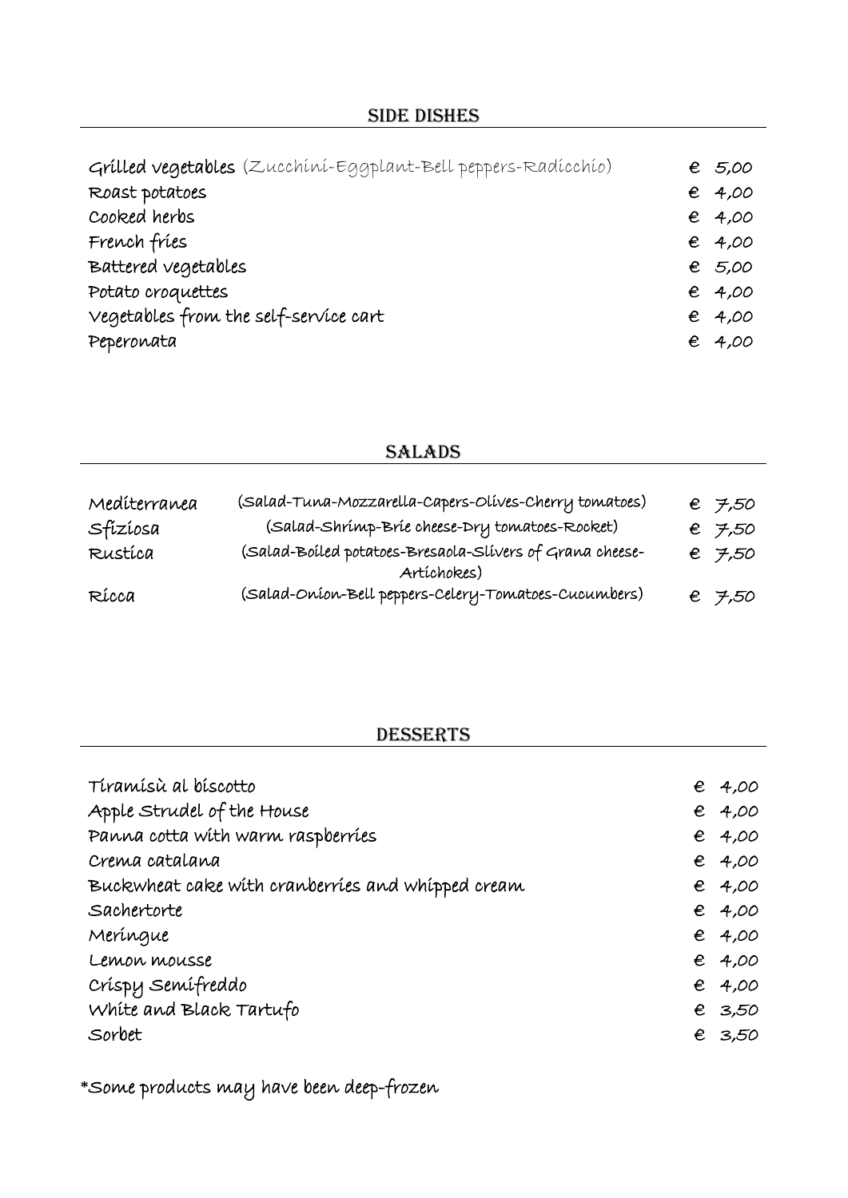## SIDE DISHES

| | |
|---|---|
| Grilled vegetables (Zucchini-Eggplant-Bell peppers-Radicchio) | € 5,00 |
| Roast potatoes | € 4,00 |
| Cooked herbs | € 4,00 |
| French fries | € 4,00 |
| Battered vegetables | € 5,00 |
| Potato croquettes | € 4,00 |
| Vegetables from the self-service cart | € 4,00 |
| Peperonata | € 4,00 |

## SALADS

| | | |
|---|---|---|
| Mediterranea | (Salad-Tuna-Mozzarella-Capers-Olives-Cherry tomatoes) | € 7,50 |
| Sfiziosa | (Salad-Shrimp-Brie cheese-Dry tomatoes-Rocket) | € 7,50 |
| Rustica | (Salad-Boiled potatoes-Bresaola-Slivers of Grana cheese-Artichokes) | € 7,50 |
| Ricca | (Salad-Onion-Bell peppers-Celery-Tomatoes-Cucumbers) | € 7,50 |

## DESSERTS

| | |
|---|---|
| Tiramisù al biscotto | € 4,00 |
| Apple Strudel of the House | € 4,00 |
| Panna cotta with warm raspberries | € 4,00 |
| Crema catalana | € 4,00 |
| Buckwheat cake with cranberries and whipped cream | € 4,00 |
| Sachertorte | € 4,00 |
| Meringue | € 4,00 |
| Lemon mousse | € 4,00 |
| Crispy Semifreddo | € 4,00 |
| White and Black Tartufo | € 3,50 |
| Sorbet | € 3,50 |

*Some products may have been deep-frozen